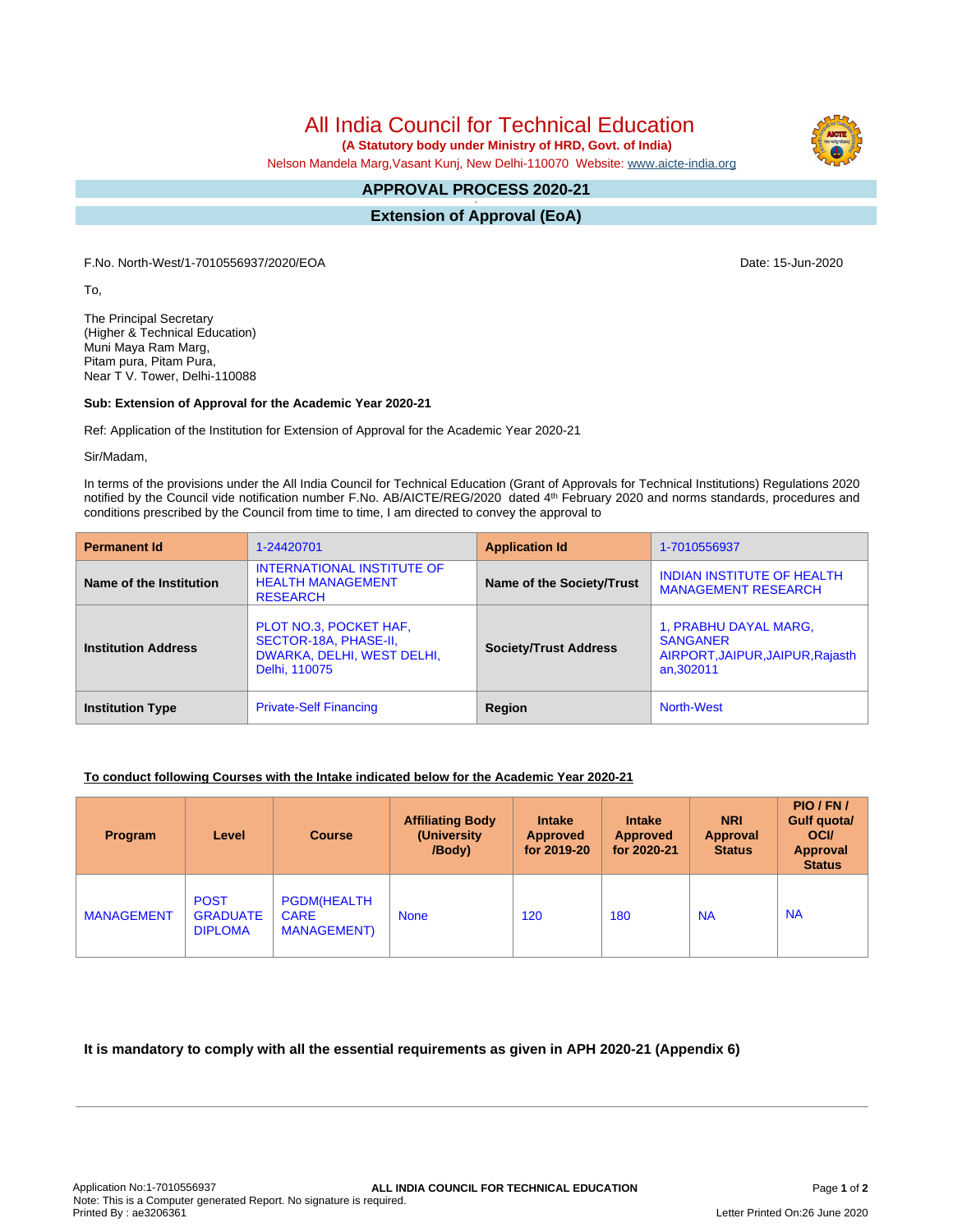# All India Council for Technical Education

**(A Statutory body under Ministry of HRD, Govt. of India)**

Nelson Mandela Marg,Vasant Kunj, New Delhi-110070 Website: www.aicte-india.org

## APPROVAL PROCESS 2020-21

## Extension of Approval (EoA)

F.No. North-West/1-7010556937/2020/EOA

Date: 15-Jun-2020

To,

The Principal Secretary
(Higher & Technical Education)
Muni Maya Ram Marg,
Pitam pura, Pitam Pura,
Near T V. Tower, Delhi-110088

**Sub: Extension of Approval for the Academic Year 2020-21**

Ref: Application of the Institution for Extension of Approval for the Academic Year 2020-21

Sir/Madam,

In terms of the provisions under the All India Council for Technical Education (Grant of Approvals for Technical Institutions) Regulations 2020 notified by the Council vide notification number F.No. AB/AICTE/REG/2020 dated 4th February 2020 and norms standards, procedures and conditions prescribed by the Council from time to time, I am directed to convey the approval to

| **Permanent Id** | 1-24420701 | **Application Id** | 1-7010556937 |
|---|---|---|---|
| **Name of the Institution** | INTERNATIONAL INSTITUTE OF HEALTH MANAGEMENT RESEARCH | **Name of the Society/Trust** | INDIAN INSTITUTE OF HEALTH MANAGEMENT RESEARCH |
| **Institution Address** | PLOT NO.3, POCKET HAF, SECTOR-18A, PHASE-II, DWARKA, DELHI, WEST DELHI, Delhi, 110075 | **Society/Trust Address** | 1, PRABHU DAYAL MARG, SANGANER AIRPORT,JAIPUR,JAIPUR,Rajasthan,302011 |
| **Institution Type** | Private-Self Financing | **Region** | North-West |

**To conduct following Courses with the Intake indicated below for the Academic Year 2020-21**

| Program | Level | Course | Affiliating Body (University /Body) | Intake Approved for 2019-20 | Intake Approved for 2020-21 | NRI Approval Status | PIO / FN / Gulf quota/ OCI/ Approval Status |
|---|---|---|---|---|---|---|---|
| MANAGEMENT | POST GRADUATE DIPLOMA | PGDM(HEALTH CARE MANAGEMENT) | None | 120 | 180 | NA | NA |

**It is mandatory to comply with all the essential requirements as given in APH 2020-21 (Appendix 6)**

Application No:1-7010556937
Note: This is a Computer generated Report. No signature is required.
Printed By : ae3206361

Letter Printed On:26 June 2020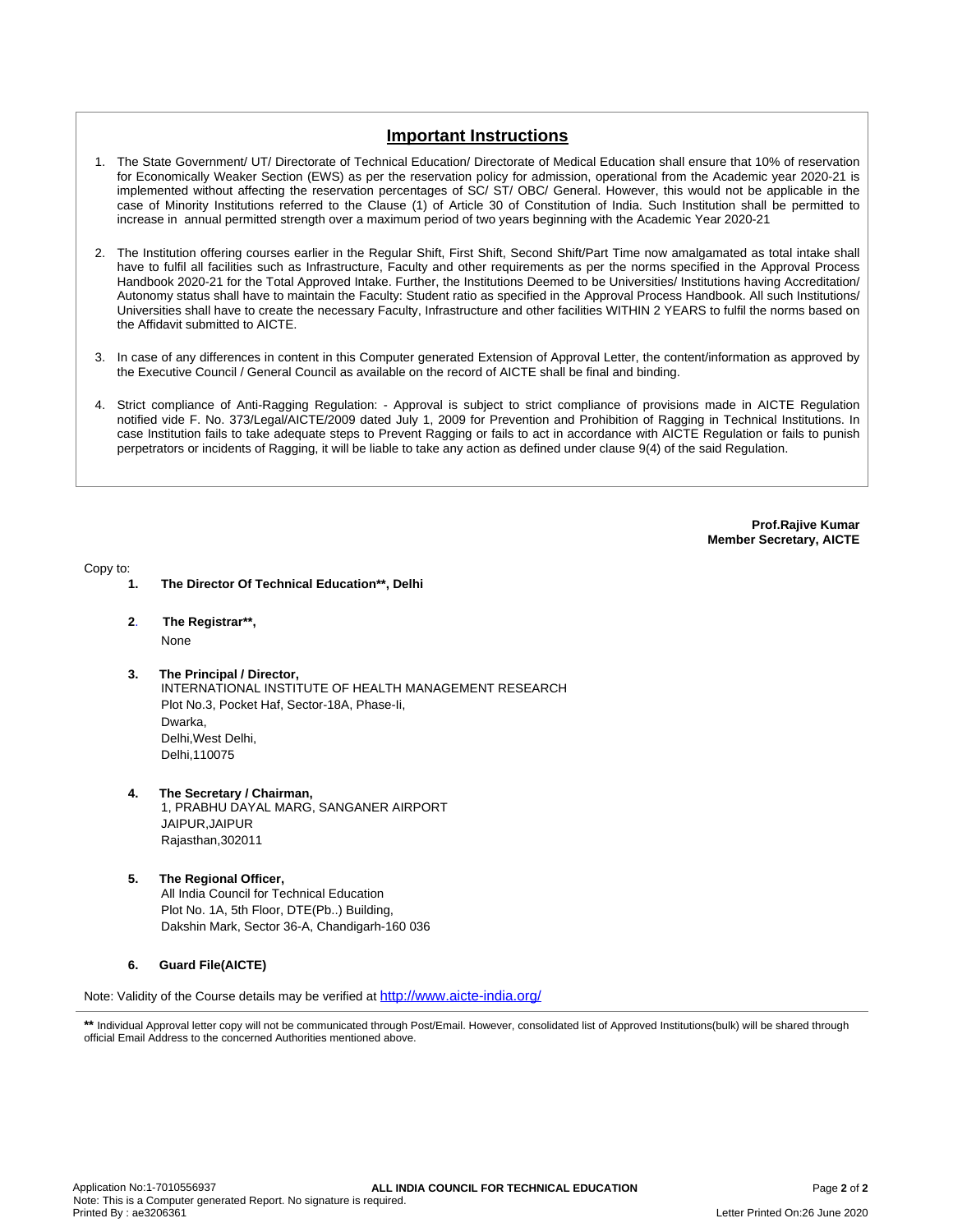## Important Instructions

1. The State Government/ UT/ Directorate of Technical Education/ Directorate of Medical Education shall ensure that 10% of reservation for Economically Weaker Section (EWS) as per the reservation policy for admission, operational from the Academic year 2020-21 is implemented without affecting the reservation percentages of SC/ ST/ OBC/ General. However, this would not be applicable in the case of Minority Institutions referred to the Clause (1) of Article 30 of Constitution of India. Such Institution shall be permitted to increase in annual permitted strength over a maximum period of two years beginning with the Academic Year 2020-21

2. The Institution offering courses earlier in the Regular Shift, First Shift, Second Shift/Part Time now amalgamated as total intake shall have to fulfil all facilities such as Infrastructure, Faculty and other requirements as per the norms specified in the Approval Process Handbook 2020-21 for the Total Approved Intake. Further, the Institutions Deemed to be Universities/ Institutions having Accreditation/ Autonomy status shall have to maintain the Faculty: Student ratio as specified in the Approval Process Handbook. All such Institutions/ Universities shall have to create the necessary Faculty, Infrastructure and other facilities WITHIN 2 YEARS to fulfil the norms based on the Affidavit submitted to AICTE.

3. In case of any differences in content in this Computer generated Extension of Approval Letter, the content/information as approved by the Executive Council / General Council as available on the record of AICTE shall be final and binding.

4. Strict compliance of Anti-Ragging Regulation: - Approval is subject to strict compliance of provisions made in AICTE Regulation notified vide F. No. 373/Legal/AICTE/2009 dated July 1, 2009 for Prevention and Prohibition of Ragging in Technical Institutions. In case Institution fails to take adequate steps to Prevent Ragging or fails to act in accordance with AICTE Regulation or fails to punish perpetrators or incidents of Ragging, it will be liable to take any action as defined under clause 9(4) of the said Regulation.

**Prof.Rajive Kumar**
**Member Secretary, AICTE**

Copy to:

1. **The Director Of Technical Education\*\*, Delhi**

2. **The Registrar\*\*,**
   None

3. **The Principal / Director,**
   INTERNATIONAL INSTITUTE OF HEALTH MANAGEMENT RESEARCH
   Plot No.3, Pocket Haf, Sector-18A, Phase-Ii,
   Dwarka,
   Delhi,West Delhi,
   Delhi,110075

4. **The Secretary / Chairman,**
   1, PRABHU DAYAL MARG, SANGANER AIRPORT
   JAIPUR,JAIPUR
   Rajasthan,302011

5. **The Regional Officer,**
   All India Council for Technical Education
   Plot No. 1A, 5th Floor, DTE(Pb..) Building,
   Dakshin Mark, Sector 36-A, Chandigarh-160 036

6. **Guard File(AICTE)**

Note: Validity of the Course details may be verified at http://www.aicte-india.org/

**\*\*** Individual Approval letter copy will not be communicated through Post/Email. However, consolidated list of Approved Institutions(bulk) will be shared through official Email Address to the concerned Authorities mentioned above.

Application No:1-7010556937
**ALL INDIA COUNCIL FOR TECHNICAL EDUCATION**
Note: This is a Computer generated Report. No signature is required.
Printed By : ae3206361
Letter Printed On:26 June 2020